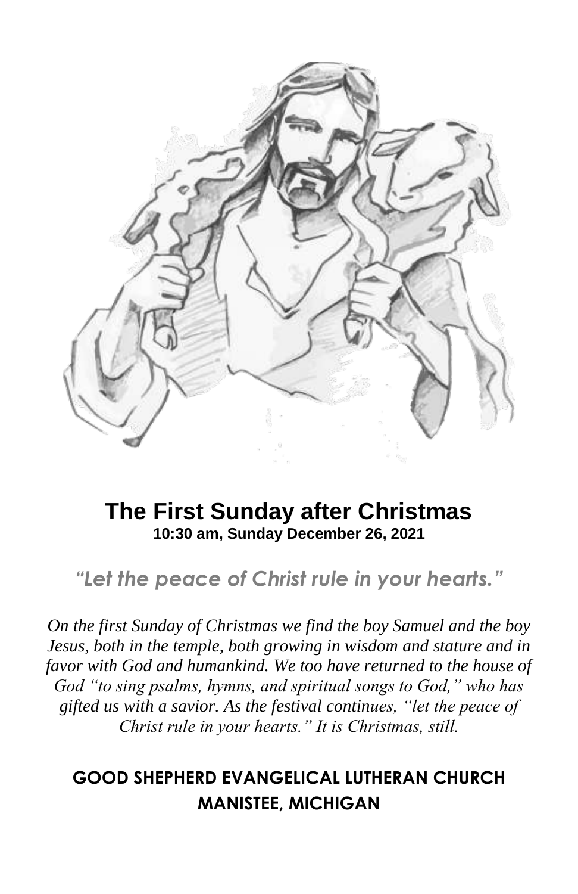# The First Sunday after Christmas

**10:30 am, Sunday December 26, 2021**

*"Let the peace of Christ rule in your hearts."*

*On the first Sunday of Christmas we find the boy Samuel and the boy Jesus, both in the temple, both growing in wisdom and stature and in favor with God and humankind. We too have returned to the house of God "to sing psalms, hymns, and spiritual songs to God," who has gifted us with a savior. As the festival continues, "let the peace of Christ rule in your hearts." It is Christmas, still.*

**GOOD SHEPHERD EVANGELICAL LUTHERAN CHURCH**
**MANISTEE, MICHIGAN**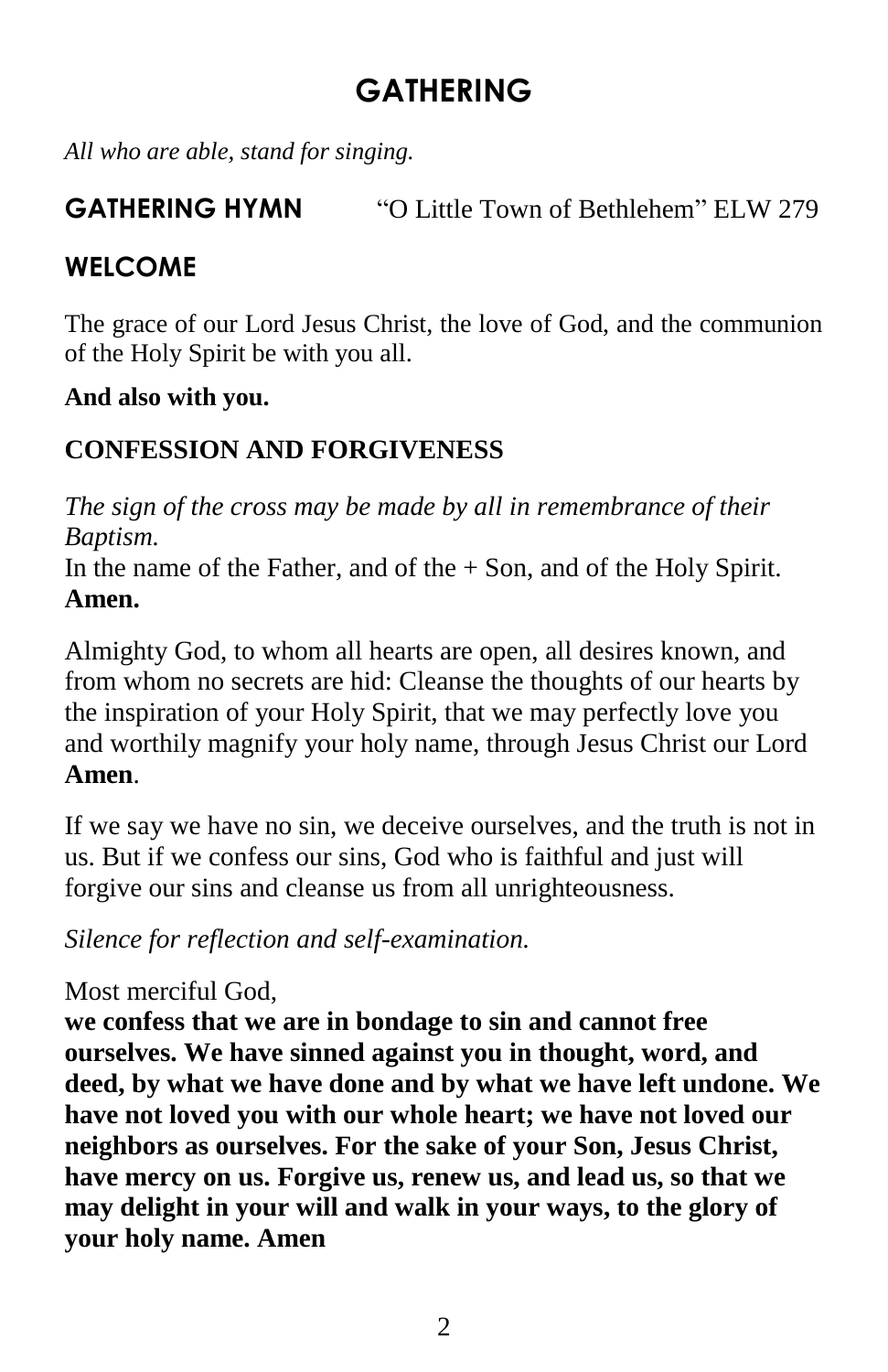# GATHERING

*All who are able, stand for singing.*

## GATHERING HYMN "O Little Town of Bethlehem" ELW 279

## WELCOME

The grace of our Lord Jesus Christ, the love of God, and the communion of the Holy Spirit be with you all.

**And also with you.**

## CONFESSION AND FORGIVENESS

*The sign of the cross may be made by all in remembrance of their Baptism.*
In the name of the Father, and of the + Son, and of the Holy Spirit.
**Amen.**

Almighty God, to whom all hearts are open, all desires known, and from whom no secrets are hid: Cleanse the thoughts of our hearts by the inspiration of your Holy Spirit, that we may perfectly love you and worthily magnify your holy name, through Jesus Christ our Lord **Amen**.

If we say we have no sin, we deceive ourselves, and the truth is not in us. But if we confess our sins, God who is faithful and just will forgive our sins and cleanse us from all unrighteousness.

*Silence for reflection and self-examination.*

Most merciful God,
**we confess that we are in bondage to sin and cannot free ourselves. We have sinned against you in thought, word, and deed, by what we have done and by what we have left undone. We have not loved you with our whole heart; we have not loved our neighbors as ourselves. For the sake of your Son, Jesus Christ, have mercy on us. Forgive us, renew us, and lead us, so that we may delight in your will and walk in your ways, to the glory of your holy name. Amen**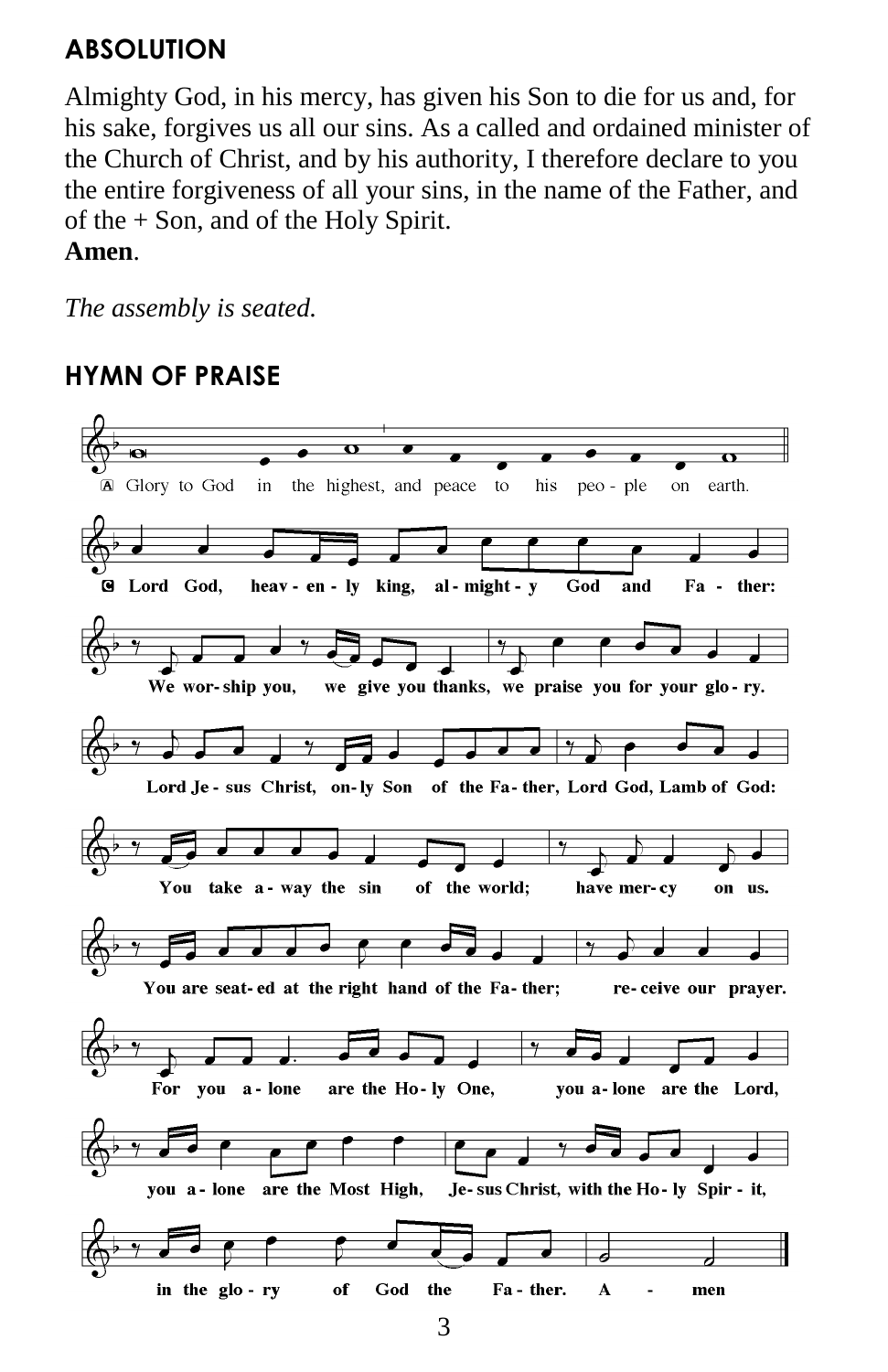## ABSOLUTION

Almighty God, in his mercy, has given his Son to die for us and, for his sake, forgives us all our sins. As a called and ordained minister of the Church of Christ, and by his authority, I therefore declare to you the entire forgiveness of all your sins, in the name of the Father, and of the + Son, and of the Holy Spirit.
**Amen**.

*The assembly is seated.*

## HYMN OF PRAISE

Ⓐ Glory to God in the highest, and peace to his peo-ple on earth.

**Ⓒ Lord God, heav-en-ly king, al-might-y God and Fa-ther: We wor-ship you, we give you thanks, we praise you for your glo-ry. Lord Je-sus Christ, on-ly Son of the Fa-ther, Lord God, Lamb of God: You take a-way the sin of the world; have mer-cy on us. You are seat-ed at the right hand of the Fa-ther; re-ceive our prayer. For you a-lone are the Ho-ly One, you a-lone are the Lord, you a-lone are the Most High, Je-sus Christ, with the Ho-ly Spir-it, in the glo-ry of God the Fa-ther. A-men**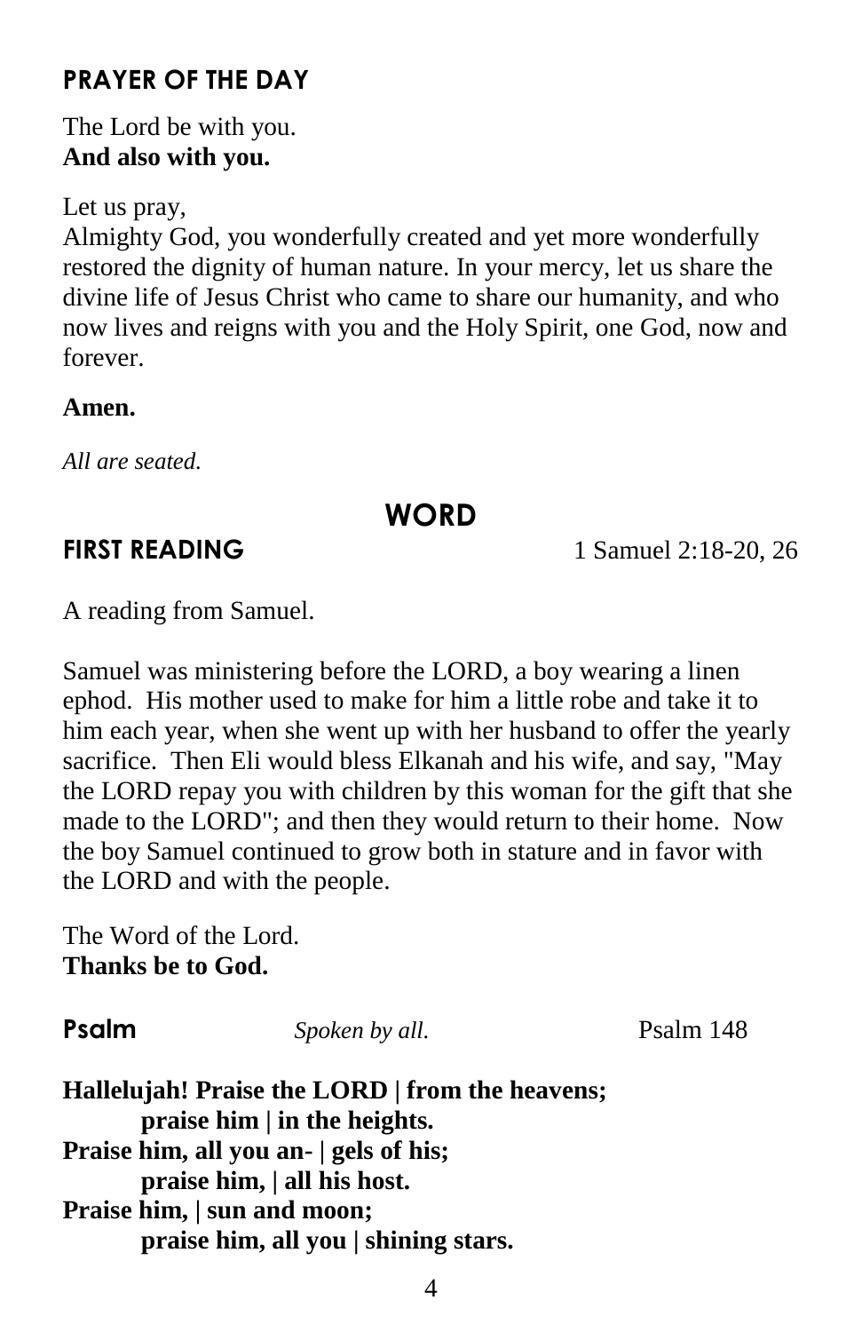## PRAYER OF THE DAY

The Lord be with you.
**And also with you.**

Let us pray,
Almighty God, you wonderfully created and yet more wonderfully restored the dignity of human nature. In your mercy, let us share the divine life of Jesus Christ who came to share our humanity, and who now lives and reigns with you and the Holy Spirit, one God, now and forever.

**Amen.**

*All are seated.*

# WORD

## FIRST READING 1 Samuel 2:18-20, 26

A reading from Samuel.

Samuel was ministering before the LORD, a boy wearing a linen ephod. His mother used to make for him a little robe and take it to him each year, when she went up with her husband to offer the yearly sacrifice. Then Eli would bless Elkanah and his wife, and say, "May the LORD repay you with children by this woman for the gift that she made to the LORD"; and then they would return to their home. Now the boy Samuel continued to grow both in stature and in favor with the LORD and with the people.

The Word of the Lord.
**Thanks be to God.**

## Psalm *Spoken by all.* Psalm 148

**Hallelujah! Praise the LORD | from the heavens;**
  **praise him | in the heights.**
**Praise him, all you an- | gels of his;**
  **praise him, | all his host.**
**Praise him, | sun and moon;**
  **praise him, all you | shining stars.**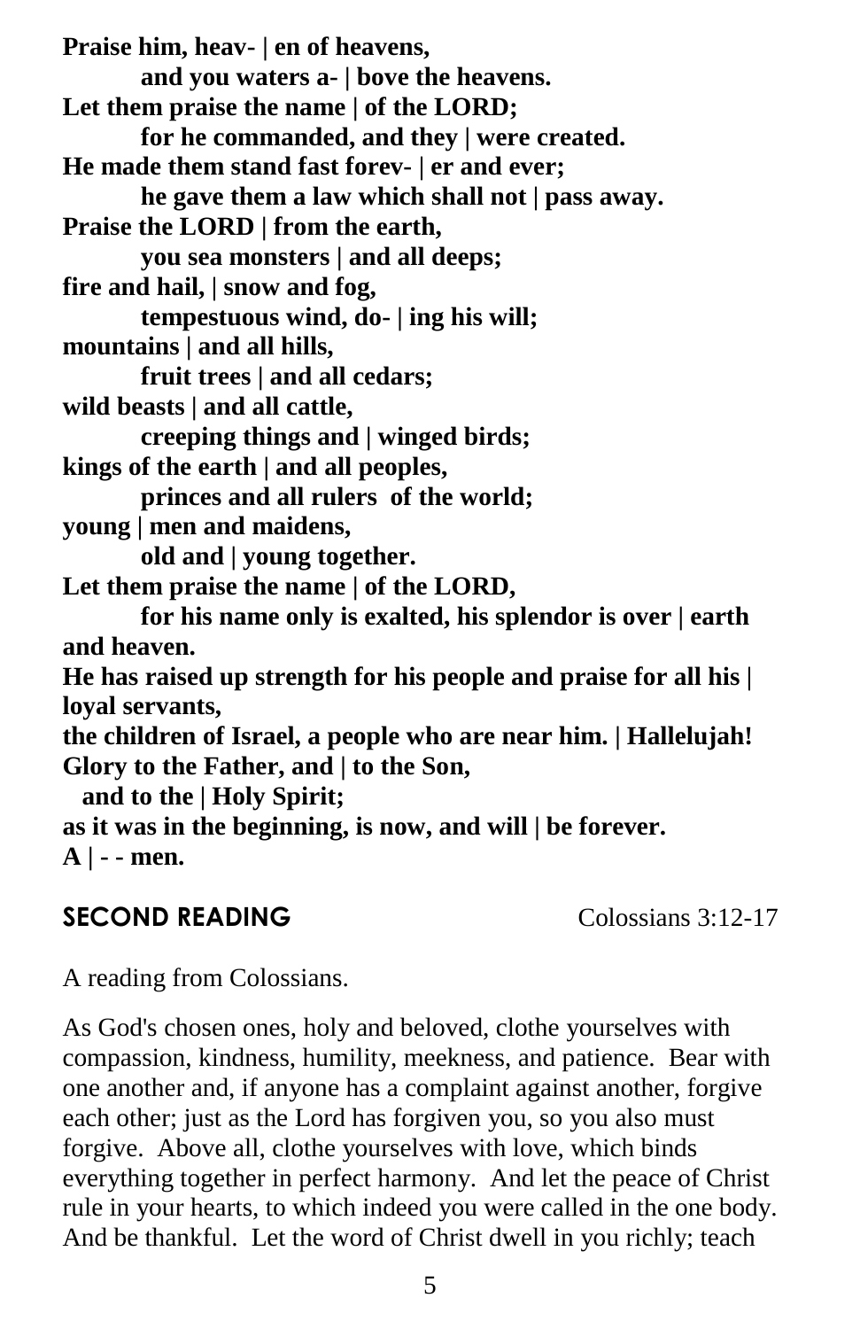**Praise him, heav- | en of heavens,**
**and you waters a- | bove the heavens.**
**Let them praise the name | of the LORD;**
**for he commanded, and they | were created.**
**He made them stand fast forev- | er and ever;**
**he gave them a law which shall not | pass away.**
**Praise the LORD | from the earth,**
**you sea monsters | and all deeps;**
**fire and hail, | snow and fog,**
**tempestuous wind, do- | ing his will;**
**mountains | and all hills,**
**fruit trees | and all cedars;**
**wild beasts | and all cattle,**
**creeping things and | winged birds;**
**kings of the earth | and all peoples,**
**princes and all rulers of the world;**
**young | men and maidens,**
**old and | young together.**
**Let them praise the name | of the LORD,**
**for his name only is exalted, his splendor is over | earth and heaven.**
**He has raised up strength for his people and praise for all his | loyal servants,**
**the children of Israel, a people who are near him. | Hallelujah!**
**Glory to the Father, and | to the Son,**
**and to the | Holy Spirit;**
**as it was in the beginning, is now, and will | be forever.**
**A | - - men.**

## SECOND READING

Colossians 3:12-17

A reading from Colossians.

As God's chosen ones, holy and beloved, clothe yourselves with compassion, kindness, humility, meekness, and patience. Bear with one another and, if anyone has a complaint against another, forgive each other; just as the Lord has forgiven you, so you also must forgive. Above all, clothe yourselves with love, which binds everything together in perfect harmony. And let the peace of Christ rule in your hearts, to which indeed you were called in the one body. And be thankful. Let the word of Christ dwell in you richly; teach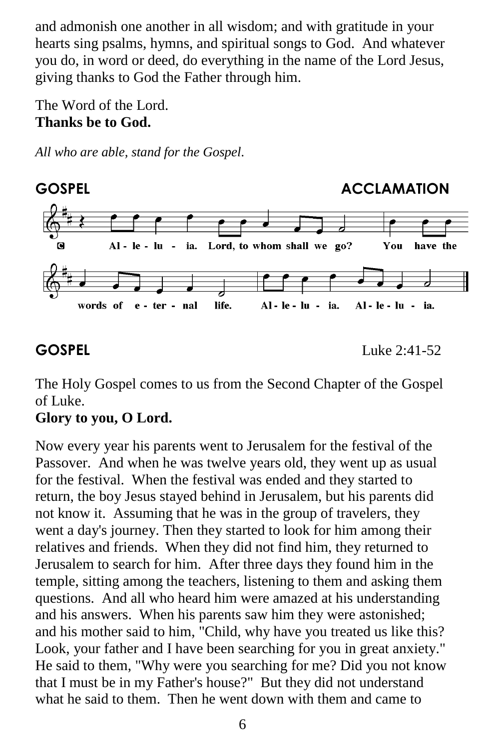and admonish one another in all wisdom; and with gratitude in your hearts sing psalms, hymns, and spiritual songs to God. And whatever you do, in word or deed, do everything in the name of the Lord Jesus, giving thanks to God the Father through him.

The Word of the Lord.
**Thanks be to God.**

*All who are able, stand for the Gospel.*

## GOSPEL ACCLAMATION

Alleluia. Lord, to whom shall we go? You have the words of eternal life. Alleluia. Alleluia.

## GOSPEL

Luke 2:41-52

The Holy Gospel comes to us from the Second Chapter of the Gospel of Luke.
**Glory to you, O Lord.**

Now every year his parents went to Jerusalem for the festival of the Passover. And when he was twelve years old, they went up as usual for the festival. When the festival was ended and they started to return, the boy Jesus stayed behind in Jerusalem, but his parents did not know it. Assuming that he was in the group of travelers, they went a day's journey. Then they started to look for him among their relatives and friends. When they did not find him, they returned to Jerusalem to search for him. After three days they found him in the temple, sitting among the teachers, listening to them and asking them questions. And all who heard him were amazed at his understanding and his answers. When his parents saw him they were astonished; and his mother said to him, "Child, why have you treated us like this? Look, your father and I have been searching for you in great anxiety." He said to them, "Why were you searching for me? Did you not know that I must be in my Father's house?" But they did not understand what he said to them. Then he went down with them and came to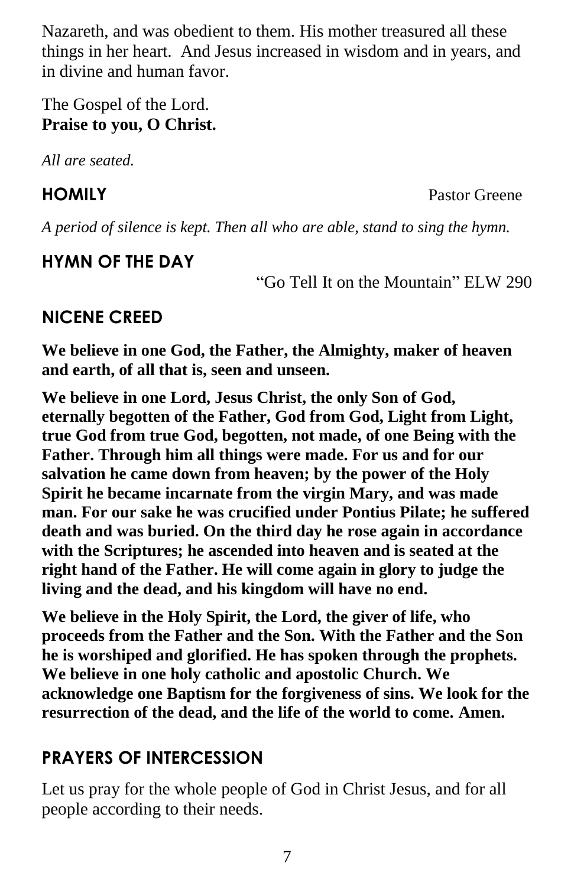Nazareth, and was obedient to them. His mother treasured all these things in her heart. And Jesus increased in wisdom and in years, and in divine and human favor.

The Gospel of the Lord.
**Praise to you, O Christ.**

*All are seated.*

## HOMILY

Pastor Greene

*A period of silence is kept. Then all who are able, stand to sing the hymn.*

## HYMN OF THE DAY

"Go Tell It on the Mountain" ELW 290

## NICENE CREED

**We believe in one God, the Father, the Almighty, maker of heaven and earth, of all that is, seen and unseen.**

**We believe in one Lord, Jesus Christ, the only Son of God, eternally begotten of the Father, God from God, Light from Light, true God from true God, begotten, not made, of one Being with the Father. Through him all things were made. For us and for our salvation he came down from heaven; by the power of the Holy Spirit he became incarnate from the virgin Mary, and was made man. For our sake he was crucified under Pontius Pilate; he suffered death and was buried. On the third day he rose again in accordance with the Scriptures; he ascended into heaven and is seated at the right hand of the Father. He will come again in glory to judge the living and the dead, and his kingdom will have no end.**

**We believe in the Holy Spirit, the Lord, the giver of life, who proceeds from the Father and the Son. With the Father and the Son he is worshiped and glorified. He has spoken through the prophets. We believe in one holy catholic and apostolic Church. We acknowledge one Baptism for the forgiveness of sins. We look for the resurrection of the dead, and the life of the world to come. Amen.**

## PRAYERS OF INTERCESSION

Let us pray for the whole people of God in Christ Jesus, and for all people according to their needs.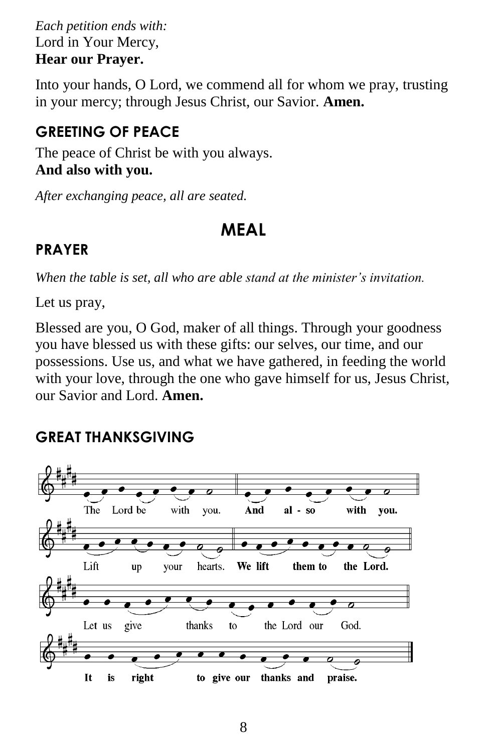*Each petition ends with:*
Lord in Your Mercy,
**Hear our Prayer.**

Into your hands, O Lord, we commend all for whom we pray, trusting in your mercy; through Jesus Christ, our Savior. **Amen.**

### GREETING OF PEACE

The peace of Christ be with you always.
**And also with you.**

*After exchanging peace, all are seated.*

## MEAL

### PRAYER

*When the table is set, all who are able stand at the minister's invitation.*

Let us pray,

Blessed are you, O God, maker of all things. Through your goodness you have blessed us with these gifts: our selves, our time, and our possessions. Use us, and what we have gathered, in feeding the world with your love, through the one who gave himself for us, Jesus Christ, our Savior and Lord. **Amen.**

### GREAT THANKSGIVING

The Lord be with you. **And also with you.**

Lift up your hearts. **We lift them to the Lord.**

Let us give thanks to the Lord our God.

**It is right to give our thanks and praise.**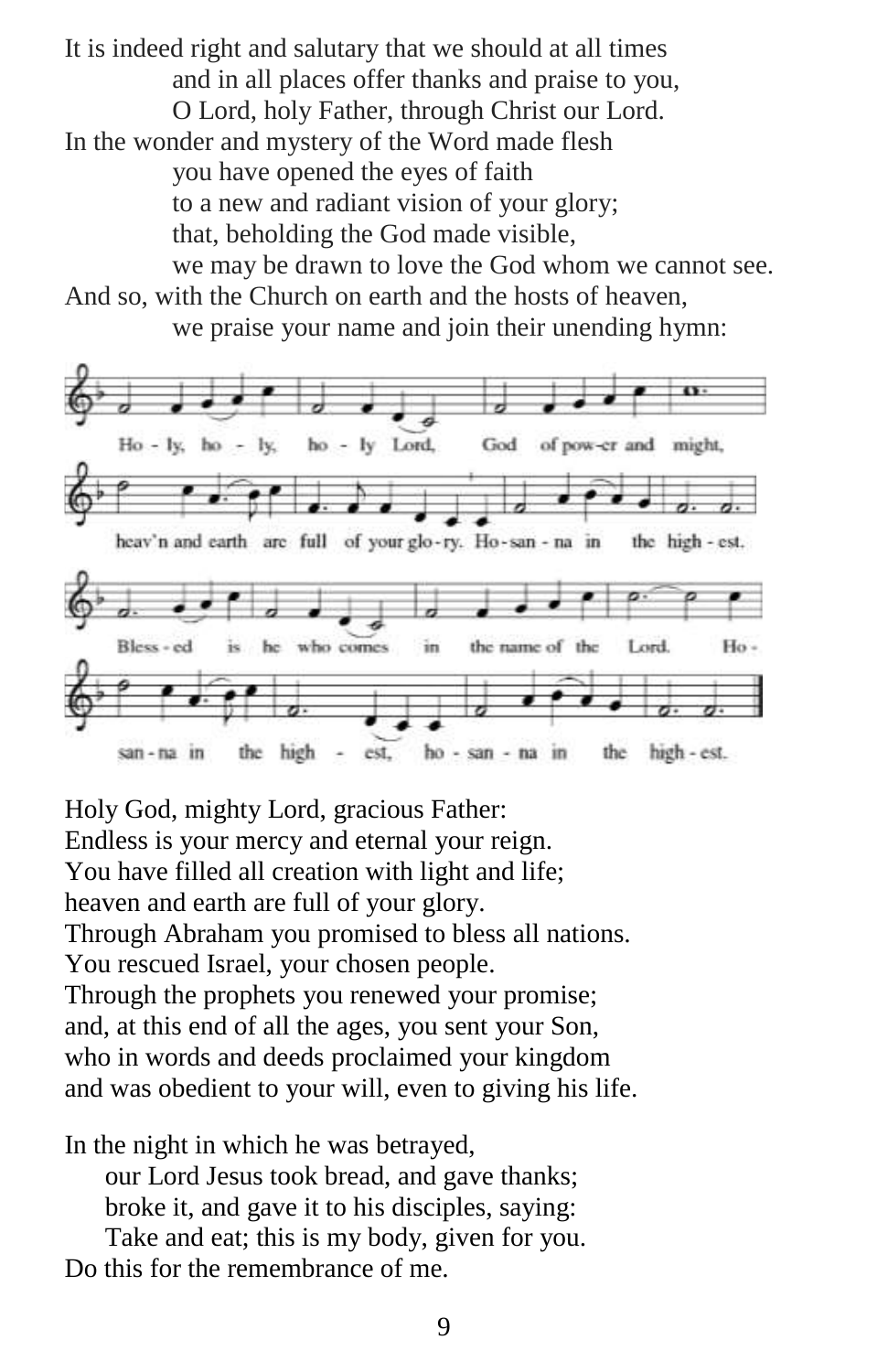It is indeed right and salutary that we should at all times
and in all places offer thanks and praise to you,
O Lord, holy Father, through Christ our Lord.
In the wonder and mystery of the Word made flesh
you have opened the eyes of faith
to a new and radiant vision of your glory;
that, beholding the God made visible,
we may be drawn to love the God whom we cannot see.
And so, with the Church on earth and the hosts of heaven,
we praise your name and join their unending hymn:

Ho - ly, ho - ly, ho - ly Lord, God of pow-er and might,
heav'n and earth are full of your glo-ry. Ho-san - na in the high - est.
Bless - ed is he who comes in the name of the Lord. Ho -
san - na in the high - est, ho - san - na in the high - est.

Holy God, mighty Lord, gracious Father:
Endless is your mercy and eternal your reign.
You have filled all creation with light and life;
heaven and earth are full of your glory.
Through Abraham you promised to bless all nations.
You rescued Israel, your chosen people.
Through the prophets you renewed your promise;
and, at this end of all the ages, you sent your Son,
who in words and deeds proclaimed your kingdom
and was obedient to your will, even to giving his life.

In the night in which he was betrayed,
our Lord Jesus took bread, and gave thanks;
broke it, and gave it to his disciples, saying:
Take and eat; this is my body, given for you.
Do this for the remembrance of me.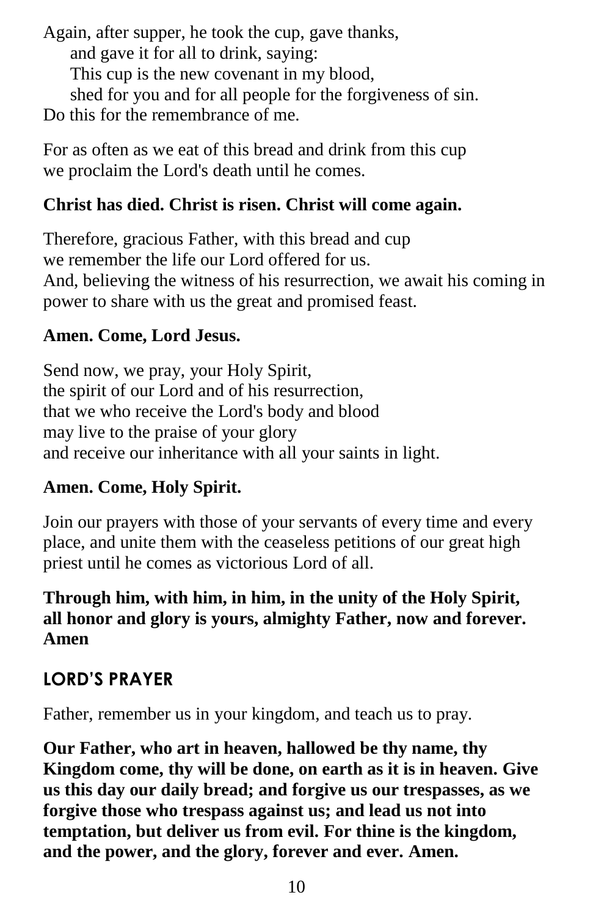Again, after supper, he took the cup, gave thanks,
and gave it for all to drink, saying:
This cup is the new covenant in my blood,
shed for you and for all people for the forgiveness of sin.
Do this for the remembrance of me.

For as often as we eat of this bread and drink from this cup
we proclaim the Lord's death until he comes.

**Christ has died. Christ is risen. Christ will come again.**

Therefore, gracious Father, with this bread and cup
we remember the life our Lord offered for us.
And, believing the witness of his resurrection, we await his coming in power to share with us the great and promised feast.

**Amen. Come, Lord Jesus.**

Send now, we pray, your Holy Spirit,
the spirit of our Lord and of his resurrection,
that we who receive the Lord's body and blood
may live to the praise of your glory
and receive our inheritance with all your saints in light.

**Amen. Come, Holy Spirit.**

Join our prayers with those of your servants of every time and every place, and unite them with the ceaseless petitions of our great high priest until he comes as victorious Lord of all.

**Through him, with him, in him, in the unity of the Holy Spirit, all honor and glory is yours, almighty Father, now and forever. Amen**

## LORD'S PRAYER

Father, remember us in your kingdom, and teach us to pray.

**Our Father, who art in heaven, hallowed be thy name, thy Kingdom come, thy will be done, on earth as it is in heaven. Give us this day our daily bread; and forgive us our trespasses, as we forgive those who trespass against us; and lead us not into temptation, but deliver us from evil. For thine is the kingdom, and the power, and the glory, forever and ever. Amen.**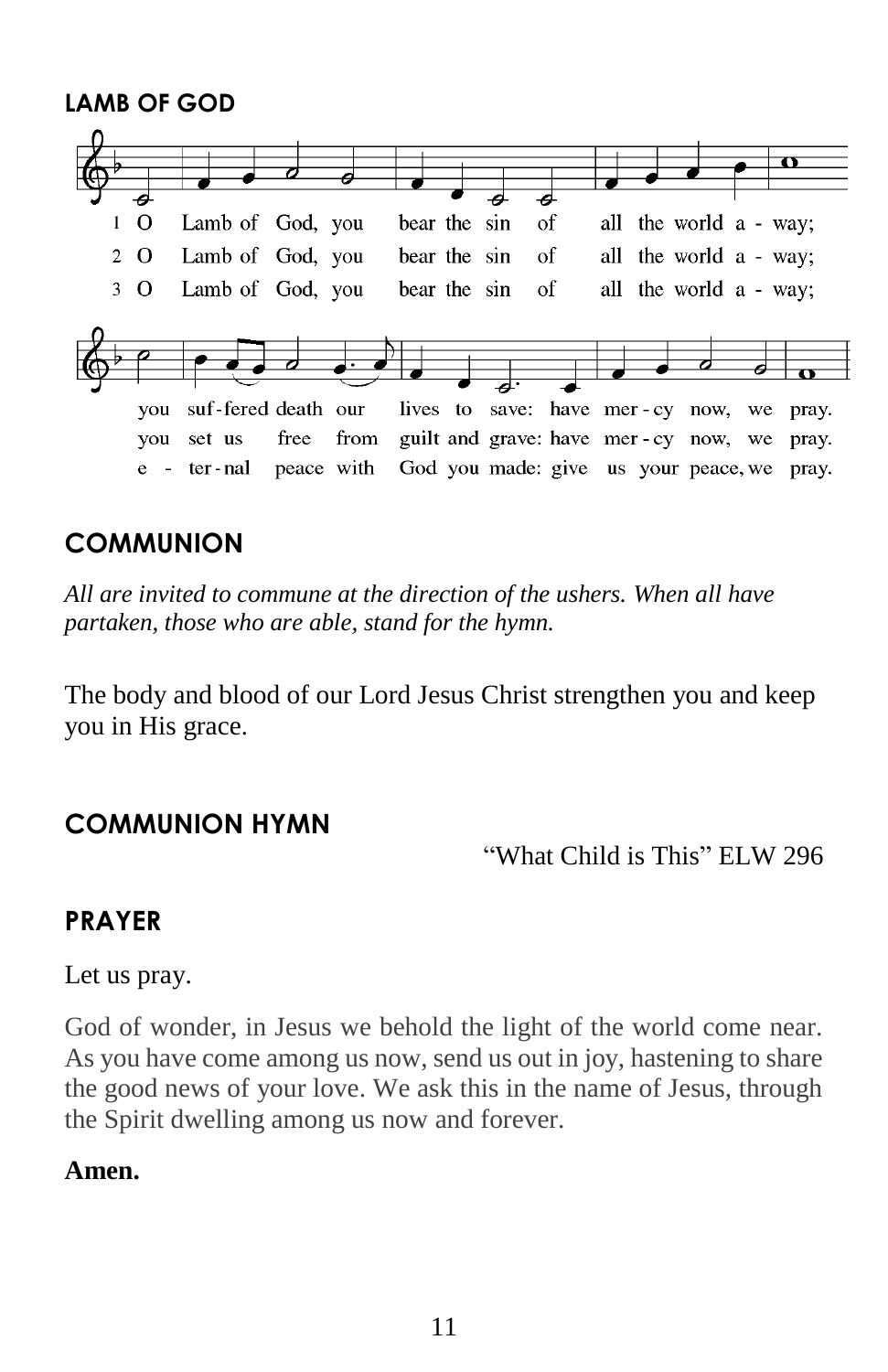## LAMB OF GOD

1 O Lamb of God, you bear the sin of all the world a - way; you suf-fered death our lives to save: have mer - cy now, we pray.

2 O Lamb of God, you bear the sin of all the world a - way; you set us free from guilt and grave: have mer - cy now, we pray.

3 O Lamb of God, you bear the sin of all the world a - way; e - ter - nal peace with God you made: give us your peace, we pray.

## COMMUNION

*All are invited to commune at the direction of the ushers. When all have partaken, those who are able, stand for the hymn.*

The body and blood of our Lord Jesus Christ strengthen you and keep you in His grace.

## COMMUNION HYMN

"What Child is This" ELW 296

## PRAYER

Let us pray.

God of wonder, in Jesus we behold the light of the world come near. As you have come among us now, send us out in joy, hastening to share the good news of your love. We ask this in the name of Jesus, through the Spirit dwelling among us now and forever.

**Amen.**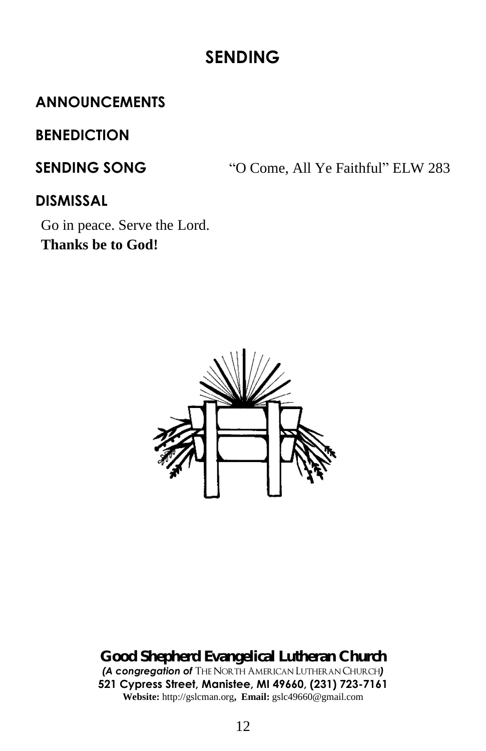# SENDING

## ANNOUNCEMENTS

## BENEDICTION

## SENDING SONG

"O Come, All Ye Faithful" ELW 283

## DISMISSAL

Go in peace. Serve the Lord.
**Thanks be to God!**

**Good Shepherd Evangelical Lutheran Church**
***(A congregation of*** THE NORTH AMERICAN LUTHERAN CHURCH***)***
**521 Cypress Street, Manistee, MI 49660, (231) 723-7161**
**Website:** http://gslcman.org**, Email:** gslc49660@gmail.com